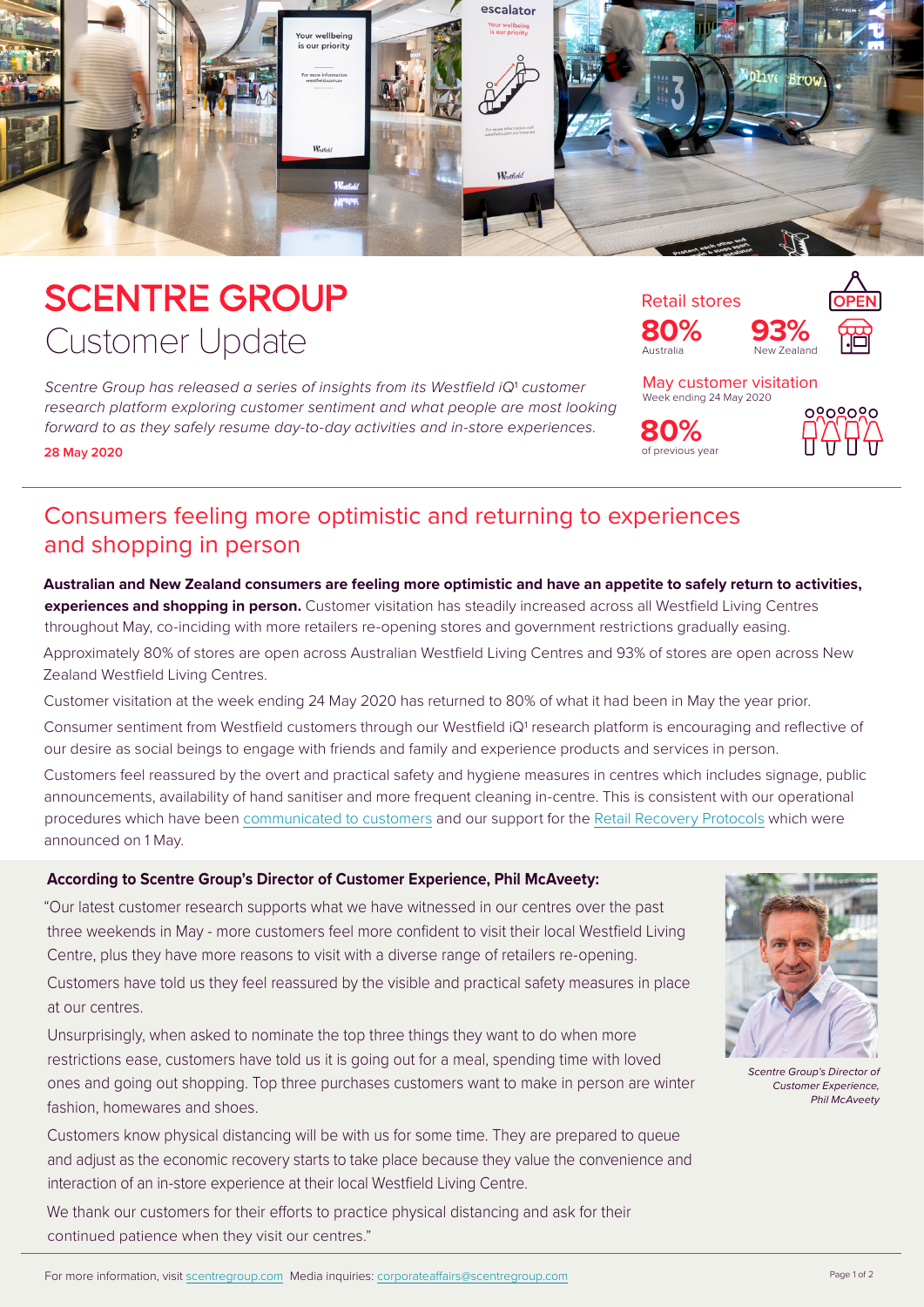# SCENTRE GROUP
## Customer Update

*Scentre Group has released a series of insights from its Westfield iQ[1] customer research platform exploring customer sentiment and what people are most looking forward to as they safely resume day-to-day activities and in-store experiences.*

**28 May 2020**

Retail stores

**80%** Australia

**93%** New Zealand

May customer visitation
Week ending 24 May 2020

**80%** of previous year

## Consumers feeling more optimistic and returning to experiences and shopping in person

**Australian and New Zealand consumers are feeling more optimistic and have an appetite to safely return to activities, experiences and shopping in person.** Customer visitation has steadily increased across all Westfield Living Centres throughout May, co-inciding with more retailers re-opening stores and government restrictions gradually easing.

Approximately 80% of stores are open across Australian Westfield Living Centres and 93% of stores are open across New Zealand Westfield Living Centres.

Customer visitation at the week ending 24 May 2020 has returned to 80% of what it had been in May the year prior.

Consumer sentiment from Westfield customers through our Westfield iQ[1] research platform is encouraging and reflective of our desire as social beings to engage with friends and family and experience products and services in person.

Customers feel reassured by the overt and practical safety and hygiene measures in centres which includes signage, public announcements, availability of hand sanitiser and more frequent cleaning in-centre. This is consistent with our operational procedures which have been communicated to customers and our support for the Retail Recovery Protocols which were announced on 1 May.

**According to Scentre Group's Director of Customer Experience, Phil McAveety:**

"Our latest customer research supports what we have witnessed in our centres over the past three weekends in May - more customers feel more confident to visit their local Westfield Living Centre, plus they have more reasons to visit with a diverse range of retailers re-opening.

Customers have told us they feel reassured by the visible and practical safety measures in place at our centres.

Unsurprisingly, when asked to nominate the top three things they want to do when more restrictions ease, customers have told us it is going out for a meal, spending time with loved ones and going out shopping. Top three purchases customers want to make in person are winter fashion, homewares and shoes.

Customers know physical distancing will be with us for some time. They are prepared to queue and adjust as the economic recovery starts to take place because they value the convenience and interaction of an in-store experience at their local Westfield Living Centre.

We thank our customers for their efforts to practice physical distancing and ask for their continued patience when they visit our centres."

*Scentre Group's Director of Customer Experience, Phil McAveety*

For more information, visit scentregroup.com Media inquiries: corporateaffairs@scentregroup.com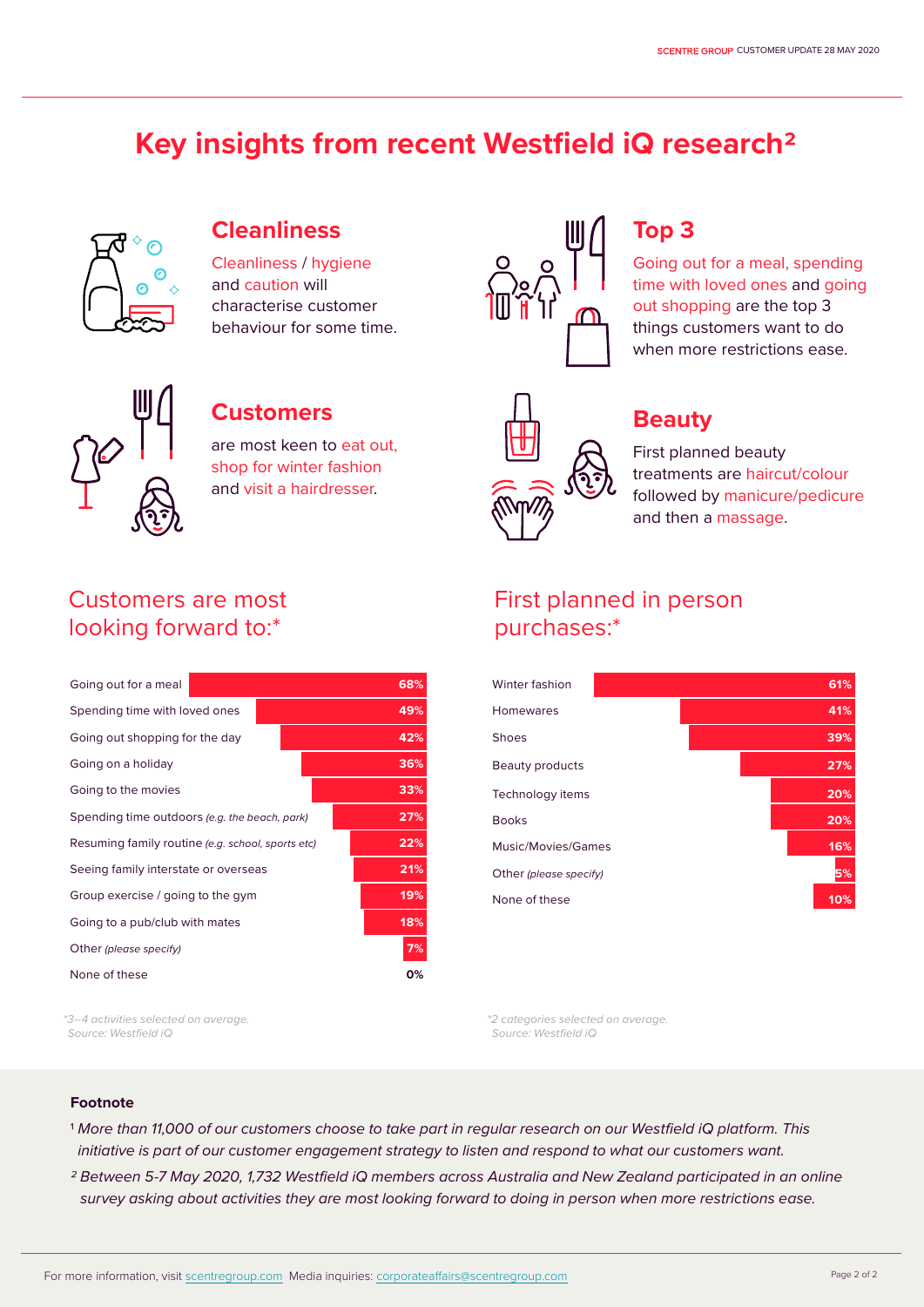# Key insights from recent Westfield iQ research[2]

## Cleanliness

Cleanliness / hygiene and caution will characterise customer behaviour for some time.

## Top 3

Going out for a meal, spending time with loved ones and going out shopping are the top 3 things customers want to do when more restrictions ease.

## Customers

are most keen to eat out, shop for winter fashion and visit a hairdresser.

## Beauty

First planned beauty treatments are haircut/colour followed by manicure/pedicure and then a massage.

## Customers are most looking forward to:*

Going out for a meal 68%
Spending time with loved ones 49%
Going out shopping for the day 42%
Going on a holiday 36%
Going to the movies 33%
Spending time outdoors *(e.g. the beach, park)* 27%
Resuming family routine *(e.g. school, sports etc)* 22%
Seeing family interstate or overseas 21%
Group exercise / going to the gym 19%
Going to a pub/club with mates 18%
Other *(please specify)* 7%
None of these 0%

*\*3–4 activities selected on average.*
*Source: Westfield iQ*

## First planned in person purchases:*

Winter fashion 61%
Homewares 41%
Shoes 39%
Beauty products 27%
Technology items 20%
Books 20%
Music/Movies/Games 16%
Other *(please specify)* 5%
None of these 10%

*\*2 categories selected on average.*
*Source: Westfield iQ*

**Footnote**

[1] *More than 11,000 of our customers choose to take part in regular research on our Westfield iQ platform. This initiative is part of our customer engagement strategy to listen and respond to what our customers want.*

[2] *Between 5-7 May 2020, 1,732 Westfield iQ members across Australia and New Zealand participated in an online survey asking about activities they are most looking forward to doing in person when more restrictions ease.*

For more information, visit scentregroup.com Media inquiries: corporateaffairs@scentregroup.com